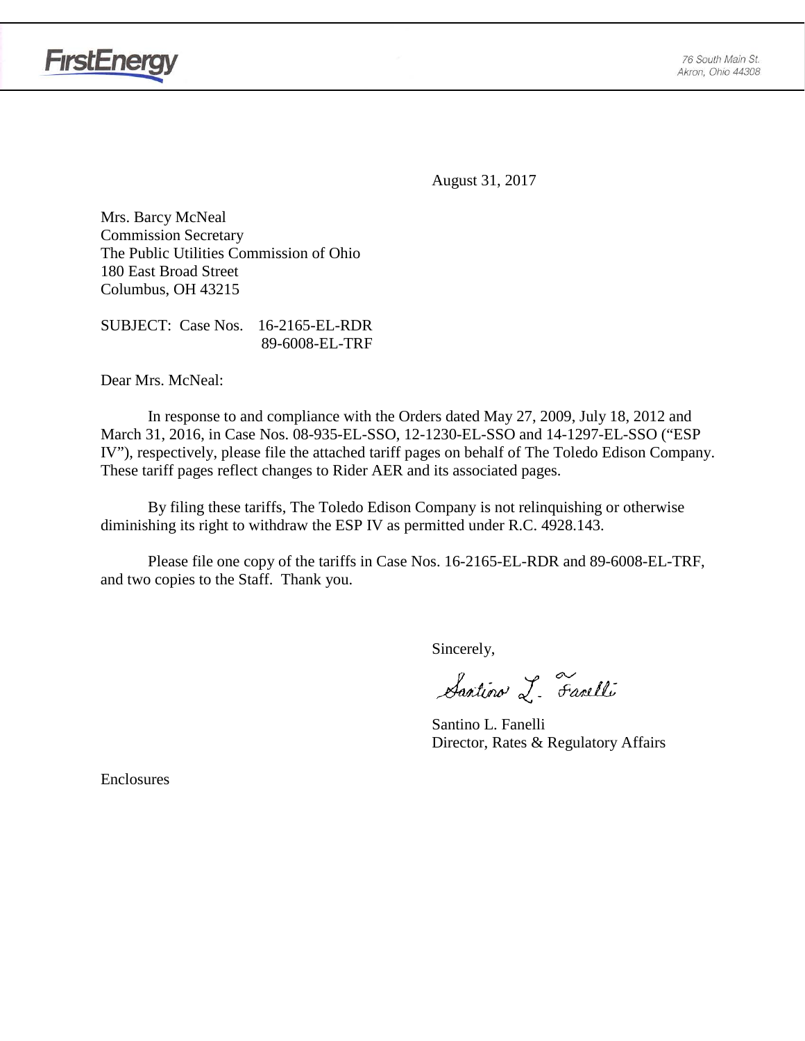FirstEnergy

76 South Main St.
Akron, Ohio 44308

August 31, 2017

Mrs. Barcy McNeal
Commission Secretary
The Public Utilities Commission of Ohio
180 East Broad Street
Columbus, OH 43215

SUBJECT: Case Nos. 16-2165-EL-RDR
89-6008-EL-TRF

Dear Mrs. McNeal:

In response to and compliance with the Orders dated May 27, 2009, July 18, 2012 and March 31, 2016, in Case Nos. 08-935-EL-SSO, 12-1230-EL-SSO and 14-1297-EL-SSO ("ESP IV"), respectively, please file the attached tariff pages on behalf of The Toledo Edison Company. These tariff pages reflect changes to Rider AER and its associated pages.

By filing these tariffs, The Toledo Edison Company is not relinquishing or otherwise diminishing its right to withdraw the ESP IV as permitted under R.C. 4928.143.

Please file one copy of the tariffs in Case Nos. 16-2165-EL-RDR and 89-6008-EL-TRF, and two copies to the Staff. Thank you.

Sincerely,

Santino L. Fanelli

Santino L. Fanelli
Director, Rates & Regulatory Affairs

Enclosures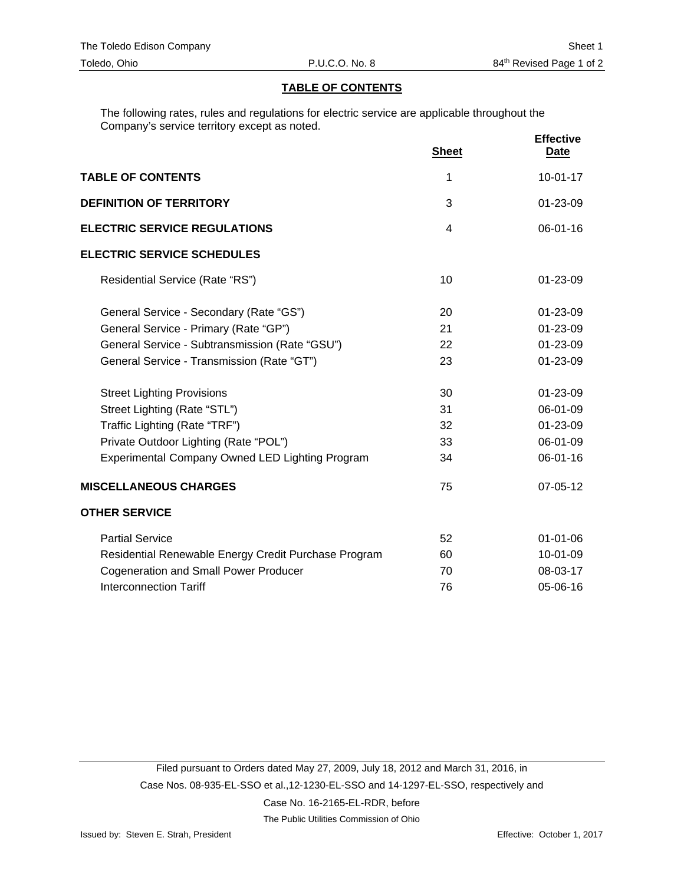## TABLE OF CONTENTS

The following rates, rules and regulations for electric service are applicable throughout the Company's service territory except as noted.

| | Sheet | Effective Date |
|---|---|---|
| **TABLE OF CONTENTS** | 1 | 10-01-17 |
| **DEFINITION OF TERRITORY** | 3 | 01-23-09 |
| **ELECTRIC SERVICE REGULATIONS** | 4 | 06-01-16 |
| **ELECTRIC SERVICE SCHEDULES** | | |
| Residential Service (Rate "RS") | 10 | 01-23-09 |
| General Service - Secondary (Rate "GS") | 20 | 01-23-09 |
| General Service - Primary (Rate "GP") | 21 | 01-23-09 |
| General Service - Subtransmission (Rate "GSU") | 22 | 01-23-09 |
| General Service - Transmission (Rate "GT") | 23 | 01-23-09 |
| Street Lighting Provisions | 30 | 01-23-09 |
| Street Lighting (Rate "STL") | 31 | 06-01-09 |
| Traffic Lighting (Rate "TRF") | 32 | 01-23-09 |
| Private Outdoor Lighting (Rate "POL") | 33 | 06-01-09 |
| Experimental Company Owned LED Lighting Program | 34 | 06-01-16 |
| **MISCELLANEOUS CHARGES** | 75 | 07-05-12 |
| **OTHER SERVICE** | | |
| Partial Service | 52 | 01-01-06 |
| Residential Renewable Energy Credit Purchase Program | 60 | 10-01-09 |
| Cogeneration and Small Power Producer | 70 | 08-03-17 |
| Interconnection Tariff | 76 | 05-06-16 |

Filed pursuant to Orders dated May 27, 2009, July 18, 2012 and March 31, 2016, in Case Nos. 08-935-EL-SSO et al.,12-1230-EL-SSO and 14-1297-EL-SSO, respectively and Case No. 16-2165-EL-RDR, before The Public Utilities Commission of Ohio

Issued by: Steven E. Strah, President

Effective: October 1, 2017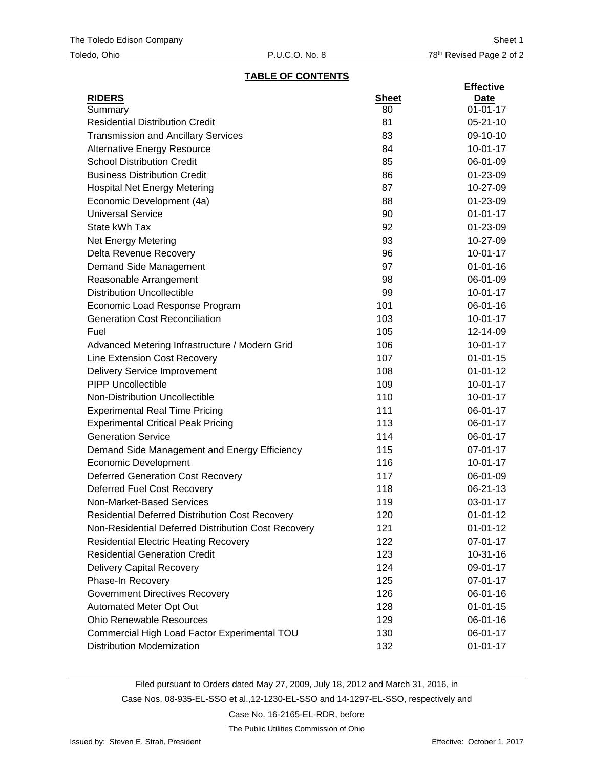## TABLE OF CONTENTS

| RIDERS | Sheet | Effective Date |
|---|---|---|
| Summary | 80 | 01-01-17 |
| Residential Distribution Credit | 81 | 05-21-10 |
| Transmission and Ancillary Services | 83 | 09-10-10 |
| Alternative Energy Resource | 84 | 10-01-17 |
| School Distribution Credit | 85 | 06-01-09 |
| Business Distribution Credit | 86 | 01-23-09 |
| Hospital Net Energy Metering | 87 | 10-27-09 |
| Economic Development (4a) | 88 | 01-23-09 |
| Universal Service | 90 | 01-01-17 |
| State kWh Tax | 92 | 01-23-09 |
| Net Energy Metering | 93 | 10-27-09 |
| Delta Revenue Recovery | 96 | 10-01-17 |
| Demand Side Management | 97 | 01-01-16 |
| Reasonable Arrangement | 98 | 06-01-09 |
| Distribution Uncollectible | 99 | 10-01-17 |
| Economic Load Response Program | 101 | 06-01-16 |
| Generation Cost Reconciliation | 103 | 10-01-17 |
| Fuel | 105 | 12-14-09 |
| Advanced Metering Infrastructure / Modern Grid | 106 | 10-01-17 |
| Line Extension Cost Recovery | 107 | 01-01-15 |
| Delivery Service Improvement | 108 | 01-01-12 |
| PIPP Uncollectible | 109 | 10-01-17 |
| Non-Distribution Uncollectible | 110 | 10-01-17 |
| Experimental Real Time Pricing | 111 | 06-01-17 |
| Experimental Critical Peak Pricing | 113 | 06-01-17 |
| Generation Service | 114 | 06-01-17 |
| Demand Side Management and Energy Efficiency | 115 | 07-01-17 |
| Economic Development | 116 | 10-01-17 |
| Deferred Generation Cost Recovery | 117 | 06-01-09 |
| Deferred Fuel Cost Recovery | 118 | 06-21-13 |
| Non-Market-Based Services | 119 | 03-01-17 |
| Residential Deferred Distribution Cost Recovery | 120 | 01-01-12 |
| Non-Residential Deferred Distribution Cost Recovery | 121 | 01-01-12 |
| Residential Electric Heating Recovery | 122 | 07-01-17 |
| Residential Generation Credit | 123 | 10-31-16 |
| Delivery Capital Recovery | 124 | 09-01-17 |
| Phase-In Recovery | 125 | 07-01-17 |
| Government Directives Recovery | 126 | 06-01-16 |
| Automated Meter Opt Out | 128 | 01-01-15 |
| Ohio Renewable Resources | 129 | 06-01-16 |
| Commercial High Load Factor Experimental TOU | 130 | 06-01-17 |
| Distribution Modernization | 132 | 01-01-17 |

Filed pursuant to Orders dated May 27, 2009, July 18, 2012 and March 31, 2016, in Case Nos. 08-935-EL-SSO et al.,12-1230-EL-SSO and 14-1297-EL-SSO, respectively and Case No. 16-2165-EL-RDR, before The Public Utilities Commission of Ohio

Issued by: Steven E. Strah, President

Effective: October 1, 2017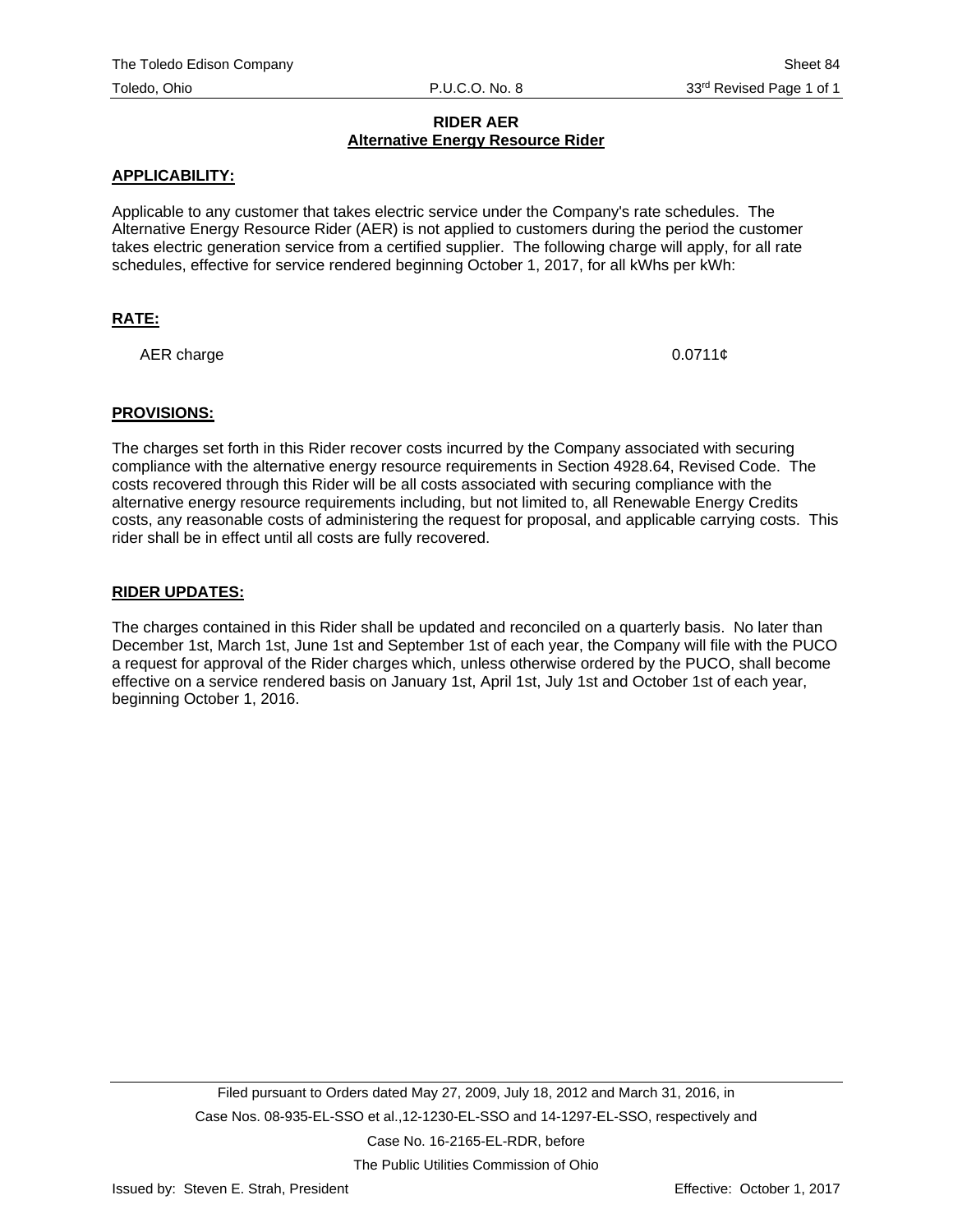# RIDER AER

## Alternative Energy Resource Rider

### APPLICABILITY:

Applicable to any customer that takes electric service under the Company's rate schedules. The Alternative Energy Resource Rider (AER) is not applied to customers during the period the customer takes electric generation service from a certified supplier. The following charge will apply, for all rate schedules, effective for service rendered beginning October 1, 2017, for all kWhs per kWh:

### RATE:

| | |
|---|---|
| AER charge | 0.0711¢ |

### PROVISIONS:

The charges set forth in this Rider recover costs incurred by the Company associated with securing compliance with the alternative energy resource requirements in Section 4928.64, Revised Code. The costs recovered through this Rider will be all costs associated with securing compliance with the alternative energy resource requirements including, but not limited to, all Renewable Energy Credits costs, any reasonable costs of administering the request for proposal, and applicable carrying costs. This rider shall be in effect until all costs are fully recovered.

### RIDER UPDATES:

The charges contained in this Rider shall be updated and reconciled on a quarterly basis. No later than December 1st, March 1st, June 1st and September 1st of each year, the Company will file with the PUCO a request for approval of the Rider charges which, unless otherwise ordered by the PUCO, shall become effective on a service rendered basis on January 1st, April 1st, July 1st and October 1st of each year, beginning October 1, 2016.

Filed pursuant to Orders dated May 27, 2009, July 18, 2012 and March 31, 2016, in Case Nos. 08-935-EL-SSO et al.,12-1230-EL-SSO and 14-1297-EL-SSO, respectively and Case No. 16-2165-EL-RDR, before The Public Utilities Commission of Ohio

Issued by: Steven E. Strah, President

Effective: October 1, 2017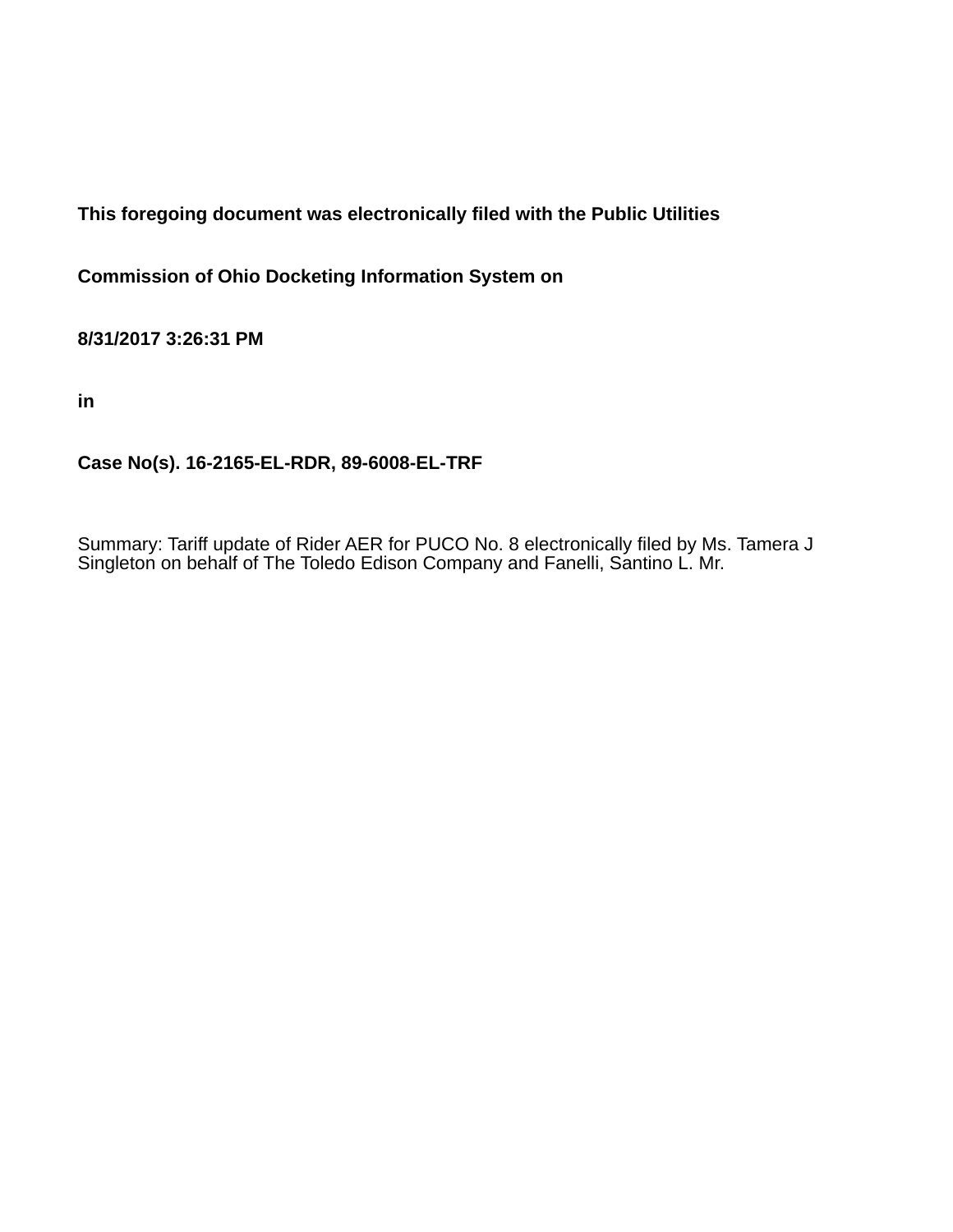**This foregoing document was electronically filed with the Public Utilities**

**Commission of Ohio Docketing Information System on**

**8/31/2017 3:26:31 PM**

**in**

**Case No(s). 16-2165-EL-RDR, 89-6008-EL-TRF**

Summary: Tariff update of Rider AER for PUCO No. 8 electronically filed by Ms. Tamera J Singleton on behalf of The Toledo Edison Company and Fanelli, Santino L. Mr.